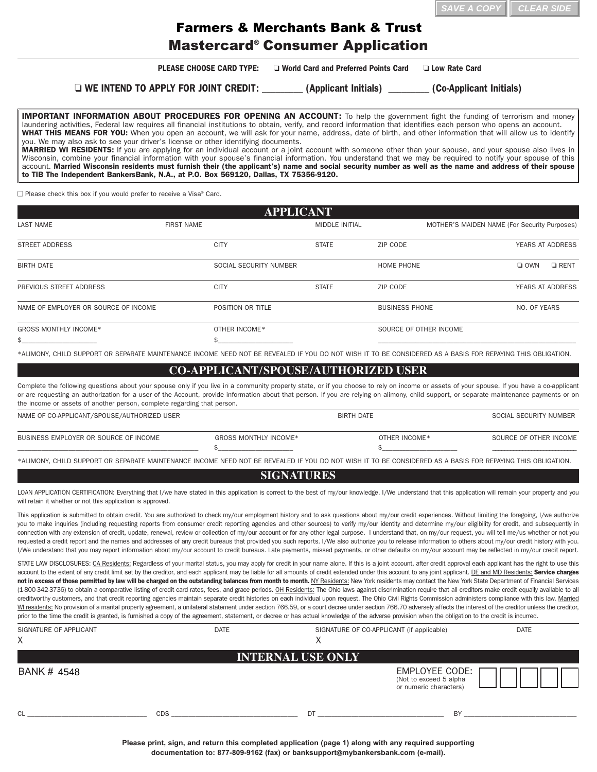SAVE A COPY | CLEAR SIDE

# Farmers & Merchants Bank & Trust
# Mastercard® Consumer Application

**PLEASE CHOOSE CARD TYPE:** ❑ World Card and Preferred Points Card ❑ Low Rate Card

**❑ WE INTEND TO APPLY FOR JOINT CREDIT: ________ (Applicant Initials) ________ (Co-Applicant Initials)**

**IMPORTANT INFORMATION ABOUT PROCEDURES FOR OPENING AN ACCOUNT:** To help the government fight the funding of terrorism and money laundering activities, Federal law requires all financial institutions to obtain, verify, and record information that identifies each person who opens an account.
**WHAT THIS MEANS FOR YOU:** When you open an account, we will ask for your name, address, date of birth, and other information that will allow us to identify you. We may also ask to see your driver's license or other identifying documents.
**MARRIED WI RESIDENTS:** If you are applying for an individual account or a joint account with someone other than your spouse, and your spouse also lives in Wisconsin, combine your financial information with your spouse's financial information. You understand that we may be required to notify your spouse of this account. **Married Wisconsin residents must furnish their (the applicant's) name and social security number as well as the name and address of their spouse to TIB The Independent BankersBank, N.A., at P.O. Box 569120, Dallas, TX 75356-9120.**

☐ Please check this box if you would prefer to receive a Visa® Card.

## APPLICANT

| LAST NAME | FIRST NAME | MIDDLE INITIAL | MOTHER'S MAIDEN NAME (For Security Purposes) |
|---|---|---|---|
| | | | |

| STREET ADDRESS | CITY | STATE | ZIP CODE | YEARS AT ADDRESS |
|---|---|---|---|---|
| | | | | |

| BIRTH DATE | SOCIAL SECURITY NUMBER | HOME PHONE | ❑ OWN ❑ RENT |
|---|---|---|---|
| | | | |

| PREVIOUS STREET ADDRESS | CITY | STATE | ZIP CODE | YEARS AT ADDRESS |
|---|---|---|---|---|
| | | | | |

| NAME OF EMPLOYER OR SOURCE OF INCOME | POSITION OR TITLE | BUSINESS PHONE | NO. OF YEARS |
|---|---|---|---|
| | | | |

| GROSS MONTHLY INCOME* | OTHER INCOME* | SOURCE OF OTHER INCOME |
|---|---|---|
| $____________________ | $____________________ | ____________________ |

*ALIMONY, CHILD SUPPORT OR SEPARATE MAINTENANCE INCOME NEED NOT BE REVEALED IF YOU DO NOT WISH IT TO BE CONSIDERED AS A BASIS FOR REPAYING THIS OBLIGATION.

## CO-APPLICANT/SPOUSE/AUTHORIZED USER

Complete the following questions about your spouse only if you live in a community property state, or if you choose to rely on income or assets of your spouse. If you have a co-applicant or are requesting an authorization for a user of the Account, provide information about that person. If you are relying on alimony, child support, or separate maintenance payments or on the income or assets of another person, complete regarding that person.

| NAME OF CO-APPLICANT/SPOUSE/AUTHORIZED USER | BIRTH DATE | SOCIAL SECURITY NUMBER |
|---|---|---|
| | | |

| BUSINESS EMPLOYER OR SOURCE OF INCOME | GROSS MONTHLY INCOME* | OTHER INCOME* | SOURCE OF OTHER INCOME |
|---|---|---|---|
| ____________________ | $____________________ | $____________________ | ____________________ |

*ALIMONY, CHILD SUPPORT OR SEPARATE MAINTENANCE INCOME NEED NOT BE REVEALED IF YOU DO NOT WISH IT TO BE CONSIDERED AS A BASIS FOR REPAYING THIS OBLIGATION.

## SIGNATURES

LOAN APPLICATION CERTIFICATION: Everything that I/we have stated in this application is correct to the best of my/our knowledge. I/We understand that this application will remain your property and you will retain it whether or not this application is approved.

This application is submitted to obtain credit. You are authorized to check my/our employment history and to ask questions about my/our credit experiences. Without limiting the foregoing, I/we authorize you to make inquiries (including requesting reports from consumer credit reporting agencies and other sources) to verify my/our identity and determine my/our eligibility for credit, and subsequently in connection with any extension of credit, update, renewal, review or collection of my/our account or for any other legal purpose. I understand that, on my/our request, you will tell me/us whether or not you requested a credit report and the names and addresses of any credit bureaus that provided you such reports. I/We also authorize you to release information to others about my/our credit history with you. I/We understand that you may report information about my/our account to credit bureaus. Late payments, missed payments, or other defaults on my/our account may be reflected in my/our credit report.

STATE LAW DISCLOSURES: CA Residents: Regardless of your marital status, you may apply for credit in your name alone. If this is a joint account, after credit approval each applicant has the right to use this account to the extent of any credit limit set by the creditor, and each applicant may be liable for all amounts of credit extended under this account to any joint applicant. DE and MD Residents: **Service charges not in excess of those permitted by law will be charged on the outstanding balances from month to month.** NY Residents: New York residents may contact the New York State Department of Financial Services (1-800-342-3736) to obtain a comparative listing of credit card rates, fees, and grace periods. OH Residents: The Ohio laws against discrimination require that all creditors make credit equally available to all creditworthy customers, and that credit reporting agencies maintain separate credit histories on each individual upon request. The Ohio Civil Rights Commission administers compliance with this law. Married WI residents: No provision of a marital property agreement, a unilateral statement under section 766.59, or a court decree under section 766.70 adversely affects the interest of the creditor unless the creditor, prior to the time the credit is granted, is furnished a copy of the agreement, statement, or decree or has actual knowledge of the adverse provision when the obligation to the credit is incurred.

| SIGNATURE OF APPLICANT | DATE | SIGNATURE OF CO-APPLICANT (if applicable) | DATE |
|---|---|---|---|
| X | | X | |

## INTERNAL USE ONLY

BANK # 4548

EMPLOYEE CODE: (Not to exceed 5 alpha or numeric characters) ☐☐☐☐☐

CL ____________________ CDS ____________________ DT ____________________ BY ____________________

**Please print, sign, and return this completed application (page 1) along with any required supporting documentation to: 877-809-9162 (fax) or banksupport@mybankersbank.com (e-mail).**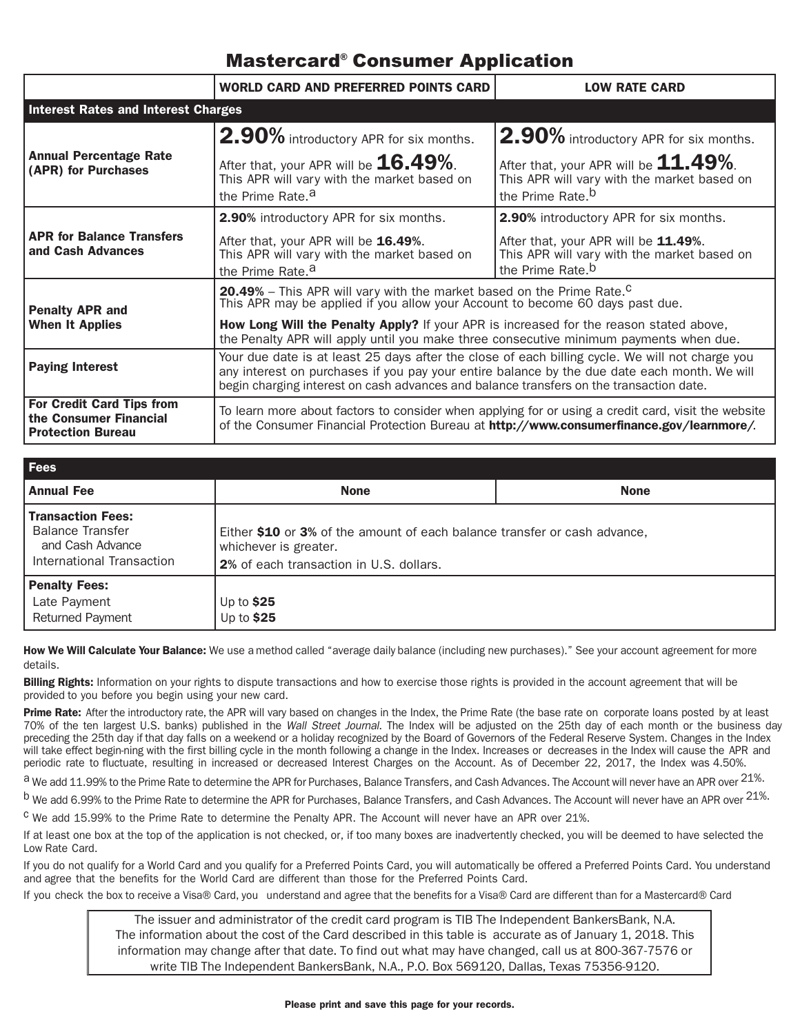# Mastercard® Consumer Application

| | WORLD CARD AND PREFERRED POINTS CARD | LOW RATE CARD |
|---|---|---|
| **Interest Rates and Interest Charges** | | |
| **Annual Percentage Rate (APR) for Purchases** | **2.90%** introductory APR for six months. After that, your APR will be **16.49%**. This APR will vary with the market based on the Prime Rate.[a] | **2.90%** introductory APR for six months. After that, your APR will be **11.49%**. This APR will vary with the market based on the Prime Rate.[b] |
| **APR for Balance Transfers and Cash Advances** | **2.90%** introductory APR for six months. After that, your APR will be **16.49%**. This APR will vary with the market based on the Prime Rate.[a] | **2.90%** introductory APR for six months. After that, your APR will be **11.49%**. This APR will vary with the market based on the Prime Rate.[b] |
| **Penalty APR and When It Applies** | **20.49%** – This APR will vary with the market based on the Prime Rate.[c] This APR may be applied if you allow your Account to become 60 days past due. **How Long Will the Penalty Apply?** If your APR is increased for the reason stated above, the Penalty APR will apply until you make three consecutive minimum payments when due. | |
| **Paying Interest** | Your due date is at least 25 days after the close of each billing cycle. We will not charge you any interest on purchases if you pay your entire balance by the due date each month. We will begin charging interest on cash advances and balance transfers on the transaction date. | |
| **For Credit Card Tips from the Consumer Financial Protection Bureau** | To learn more about factors to consider when applying for or using a credit card, visit the website of the Consumer Financial Protection Bureau at **http://www.consumerfinance.gov/learnmore/**. | |

| | | |
|---|---|---|
| **Fees** | | |
| **Annual Fee** | **None** | **None** |
| **Transaction Fees:** Balance Transfer and Cash Advance; International Transaction | Either **$10** or **3%** of the amount of each balance transfer or cash advance, whichever is greater. **2%** of each transaction in U.S. dollars. | |
| **Penalty Fees:** Late Payment; Returned Payment | Up to **$25**; Up to **$25** | |

**How We Will Calculate Your Balance:** We use a method called "average daily balance (including new purchases)." See your account agreement for more details.

**Billing Rights:** Information on your rights to dispute transactions and how to exercise those rights is provided in the account agreement that will be provided to you before you begin using your new card.

**Prime Rate:** After the introductory rate, the APR will vary based on changes in the Index, the Prime Rate (the base rate on corporate loans posted by at least 70% of the ten largest U.S. banks) published in the *Wall Street Journal*. The Index will be adjusted on the 25th day of each month or the business day preceding the 25th day if that day falls on a weekend or a holiday recognized by the Board of Governors of the Federal Reserve System. Changes in the Index will take effect begin-ning with the first billing cycle in the month following a change in the Index. Increases or decreases in the Index will cause the APR and periodic rate to fluctuate, resulting in increased or decreased Interest Charges on the Account. As of December 22, 2017, the Index was 4.50%.

[a] We add 11.99% to the Prime Rate to determine the APR for Purchases, Balance Transfers, and Cash Advances. The Account will never have an APR over 21%.

[b] We add 6.99% to the Prime Rate to determine the APR for Purchases, Balance Transfers, and Cash Advances. The Account will never have an APR over 21%.

[c] We add 15.99% to the Prime Rate to determine the Penalty APR. The Account will never have an APR over 21%.

If at least one box at the top of the application is not checked, or, if too many boxes are inadvertently checked, you will be deemed to have selected the Low Rate Card.

If you do not qualify for a World Card and you qualify for a Preferred Points Card, you will automatically be offered a Preferred Points Card. You understand and agree that the benefits for the World Card are different than those for the Preferred Points Card.

If you check the box to receive a Visa® Card, you understand and agree that the benefits for a Visa® Card are different than for a Mastercard® Card

The issuer and administrator of the credit card program is TIB The Independent BankersBank, N.A. The information about the cost of the Card described in this table is accurate as of January 1, 2018. This information may change after that date. To find out what may have changed, call us at 800-367-7576 or write TIB The Independent BankersBank, N.A., P.O. Box 569120, Dallas, Texas 75356-9120.

**Please print and save this page for your records.**